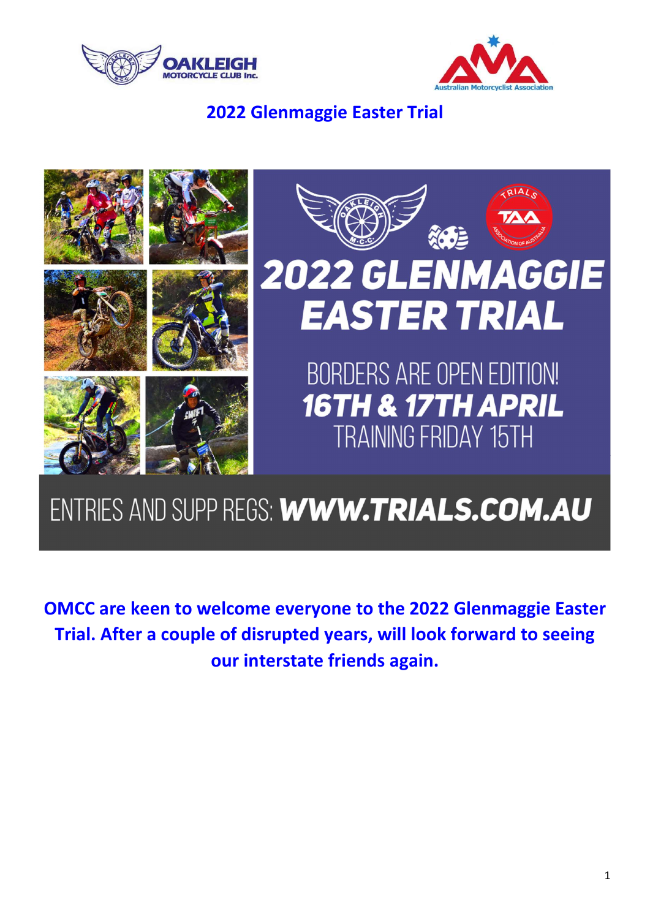# 2022 Glenmaggie Easter Trial

**2022 GLENMAGGIE EASTER TRIAL**

BORDERS ARE OPEN EDITION!

**16TH & 17TH APRIL**

TRAINING FRIDAY 15TH

ENTRIES AND SUPP REGS: **WWW.TRIALS.COM.AU**

**OMCC are keen to welcome everyone to the 2022 Glenmaggie Easter Trial. After a couple of disrupted years, will look forward to seeing our interstate friends again.**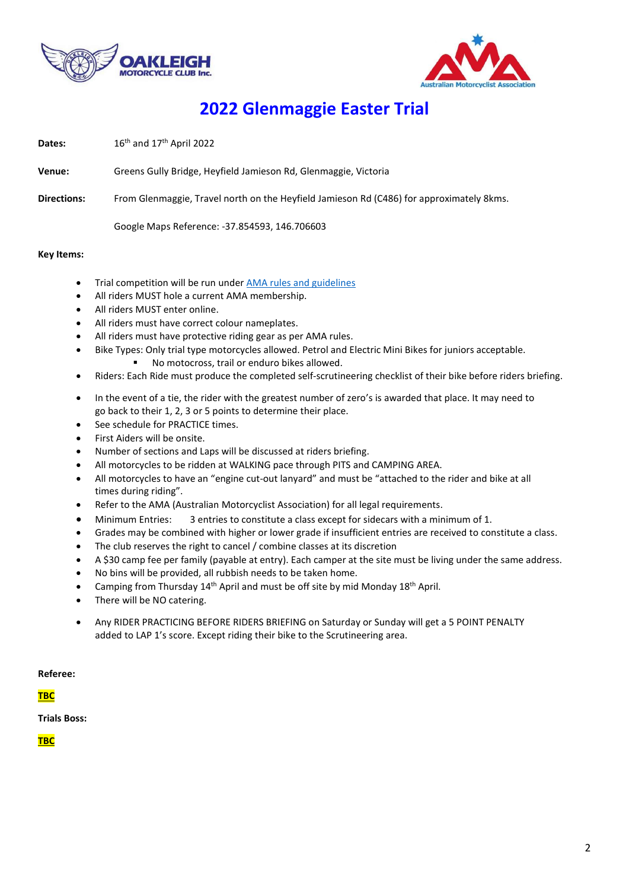# 2022 Glenmaggie Easter Trial

**Dates:** 16th and 17th April 2022

**Venue:** Greens Gully Bridge, Heyfield Jamieson Rd, Glenmaggie, Victoria

**Directions:** From Glenmaggie, Travel north on the Heyfield Jamieson Rd (C486) for approximately 8kms.

Google Maps Reference: -37.854593, 146.706603

**Key Items:**

- Trial competition will be run under AMA rules and guidelines
- All riders MUST hole a current AMA membership.
- All riders MUST enter online.
- All riders must have correct colour nameplates.
- All riders must have protective riding gear as per AMA rules.
- Bike Types: Only trial type motorcycles allowed. Petrol and Electric Mini Bikes for juniors acceptable.
  - No motocross, trail or enduro bikes allowed.
- Riders: Each Ride must produce the completed self-scrutineering checklist of their bike before riders briefing.
- In the event of a tie, the rider with the greatest number of zero's is awarded that place. It may need to go back to their 1, 2, 3 or 5 points to determine their place.
- See schedule for PRACTICE times.
- First Aiders will be onsite.
- Number of sections and Laps will be discussed at riders briefing.
- All motorcycles to be ridden at WALKING pace through PITS and CAMPING AREA.
- All motorcycles to have an "engine cut-out lanyard" and must be "attached to the rider and bike at all times during riding".
- Refer to the AMA (Australian Motorcyclist Association) for all legal requirements.
- Minimum Entries: 3 entries to constitute a class except for sidecars with a minimum of 1.
- Grades may be combined with higher or lower grade if insufficient entries are received to constitute a class.
- The club reserves the right to cancel / combine classes at its discretion
- A $30 camp fee per family (payable at entry). Each camper at the site must be living under the same address.
- No bins will be provided, all rubbish needs to be taken home.
- Camping from Thursday 14th April and must be off site by mid Monday 18th April.
- There will be NO catering.
- Any RIDER PRACTICING BEFORE RIDERS BRIEFING on Saturday or Sunday will get a 5 POINT PENALTY added to LAP 1's score. Except riding their bike to the Scrutineering area.

**Referee:**

**TBC**

**Trials Boss:**

**TBC**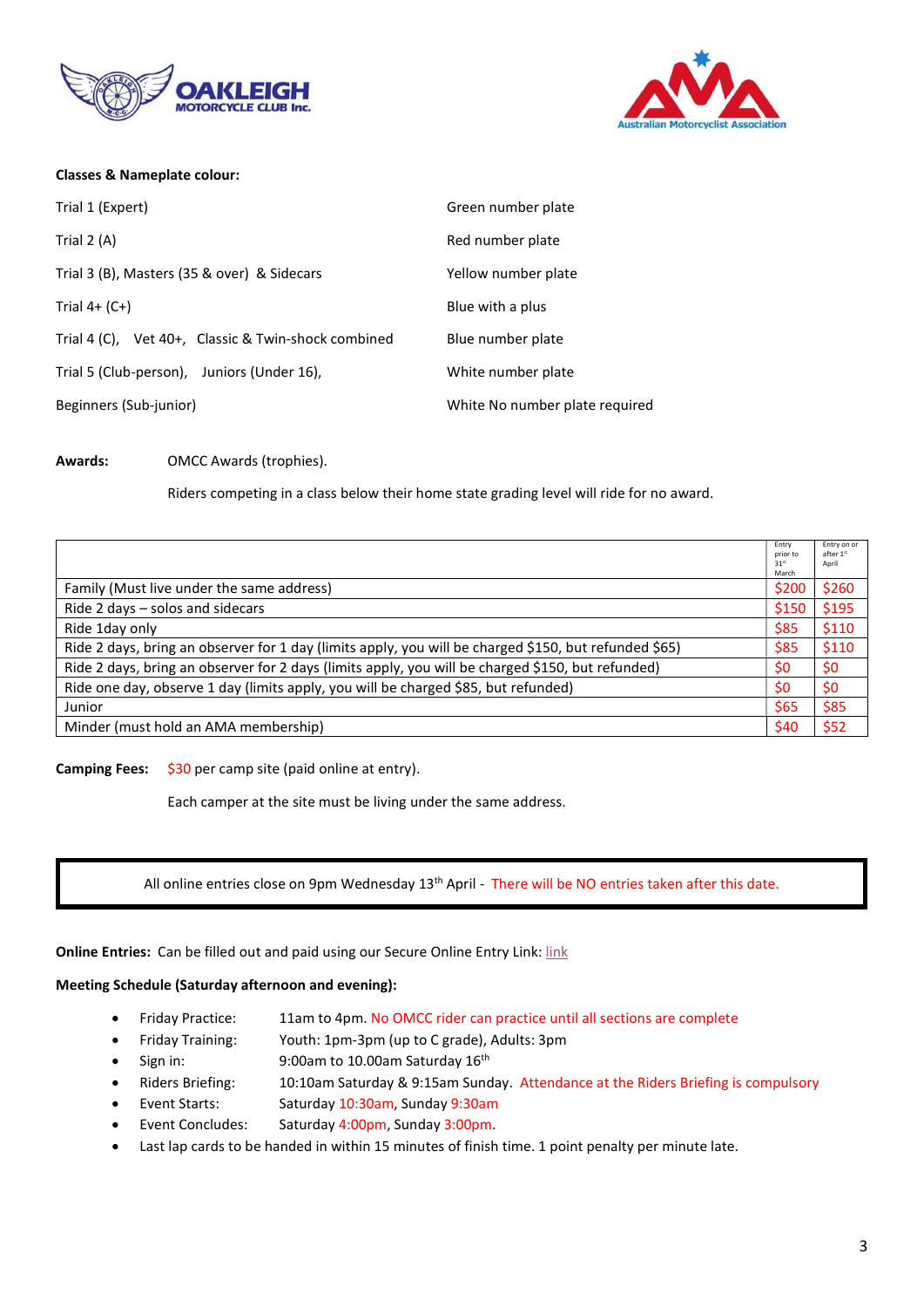**Classes & Nameplate colour:**

| | |
|---|---|
| Trial 1 (Expert) | Green number plate |
| Trial 2 (A) | Red number plate |
| Trial 3 (B), Masters (35 & over) & Sidecars | Yellow number plate |
| Trial 4+ (C+) | Blue with a plus |
| Trial 4 (C), Vet 40+, Classic & Twin-shock combined | Blue number plate |
| Trial 5 (Club-person), Juniors (Under 16), | White number plate |
| Beginners (Sub-junior) | White No number plate required |

**Awards:** OMCC Awards (trophies).

Riders competing in a class below their home state grading level will ride for no award.

| | Entry prior to 31st March | Entry on or after 1st April |
|---|---|---|
| Family (Must live under the same address) | $200 | $260 |
| Ride 2 days – solos and sidecars | $150 | $195 |
| Ride 1day only | $85 | $110 |
| Ride 2 days, bring an observer for 1 day (limits apply, you will be charged $150, but refunded $65) | $85 | $110 |
| Ride 2 days, bring an observer for 2 days (limits apply, you will be charged $150, but refunded) | $0 | $0 |
| Ride one day, observe 1 day (limits apply, you will be charged $85, but refunded) | $0 | $0 |
| Junior | $65 | $85 |
| Minder (must hold an AMA membership) | $40 | $52 |

**Camping Fees:** $30 per camp site (paid online at entry).

Each camper at the site must be living under the same address.

All online entries close on 9pm Wednesday 13th April - There will be NO entries taken after this date.

**Online Entries:** Can be filled out and paid using our Secure Online Entry Link: link

**Meeting Schedule (Saturday afternoon and evening):**

- Friday Practice: 11am to 4pm. No OMCC rider can practice until all sections are complete
- Friday Training: Youth: 1pm-3pm (up to C grade), Adults: 3pm
- Sign in: 9:00am to 10.00am Saturday 16th
- Riders Briefing: 10:10am Saturday & 9:15am Sunday. Attendance at the Riders Briefing is compulsory
- Event Starts: Saturday 10:30am, Sunday 9:30am
- Event Concludes: Saturday 4:00pm, Sunday 3:00pm.
- Last lap cards to be handed in within 15 minutes of finish time. 1 point penalty per minute late.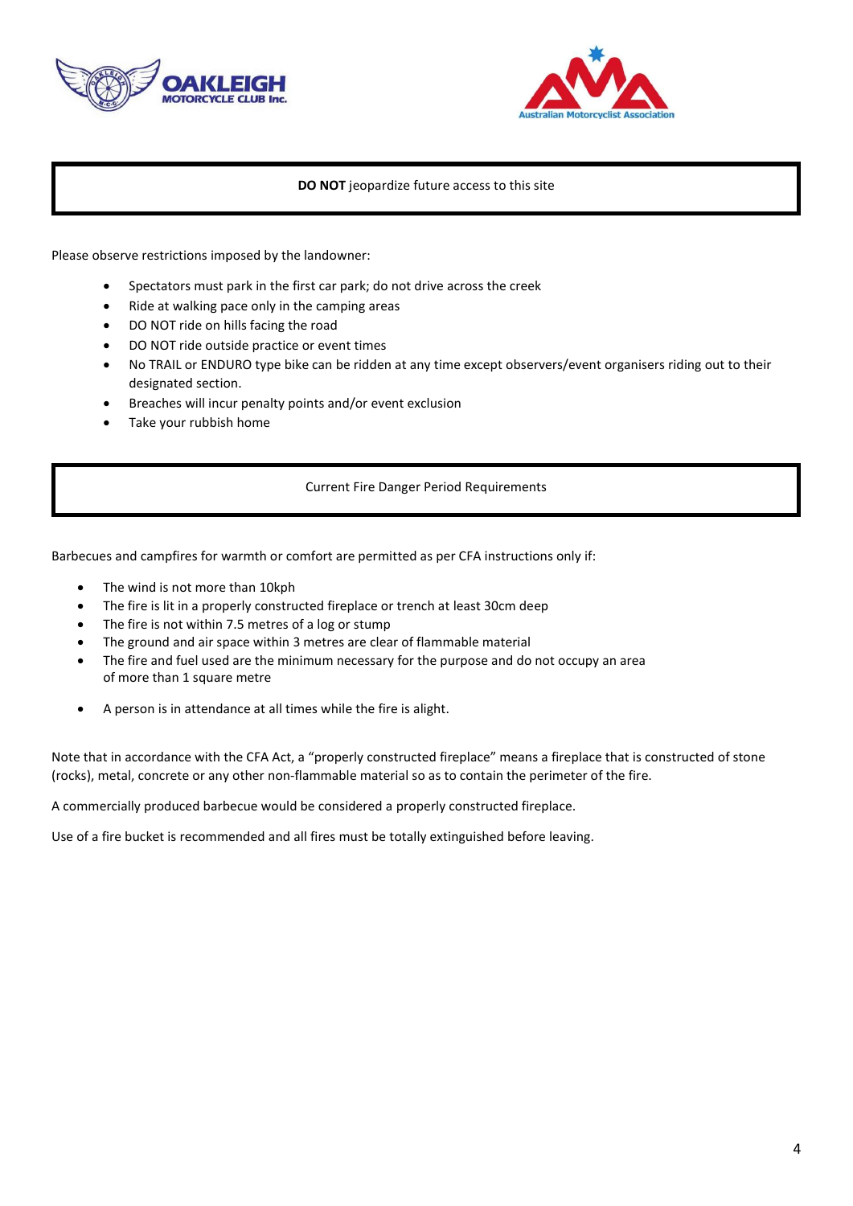**DO NOT** jeopardize future access to this site

Please observe restrictions imposed by the landowner:

- Spectators must park in the first car park; do not drive across the creek
- Ride at walking pace only in the camping areas
- DO NOT ride on hills facing the road
- DO NOT ride outside practice or event times
- No TRAIL or ENDURO type bike can be ridden at any time except observers/event organisers riding out to their designated section.
- Breaches will incur penalty points and/or event exclusion
- Take your rubbish home

Current Fire Danger Period Requirements

Barbecues and campfires for warmth or comfort are permitted as per CFA instructions only if:

- The wind is not more than 10kph
- The fire is lit in a properly constructed fireplace or trench at least 30cm deep
- The fire is not within 7.5 metres of a log or stump
- The ground and air space within 3 metres are clear of flammable material
- The fire and fuel used are the minimum necessary for the purpose and do not occupy an area of more than 1 square metre
- A person is in attendance at all times while the fire is alight.

Note that in accordance with the CFA Act, a "properly constructed fireplace" means a fireplace that is constructed of stone (rocks), metal, concrete or any other non-flammable material so as to contain the perimeter of the fire.

A commercially produced barbecue would be considered a properly constructed fireplace.

Use of a fire bucket is recommended and all fires must be totally extinguished before leaving.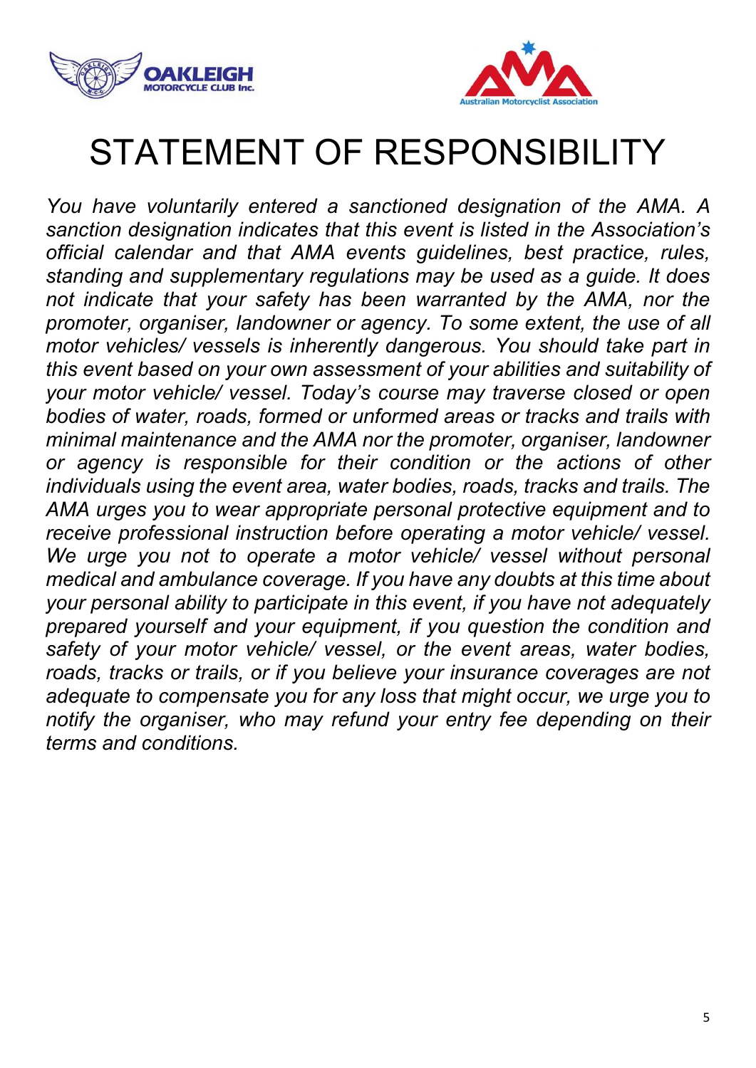# STATEMENT OF RESPONSIBILITY

*You have voluntarily entered a sanctioned designation of the AMA. A sanction designation indicates that this event is listed in the Association's official calendar and that AMA events guidelines, best practice, rules, standing and supplementary regulations may be used as a guide. It does not indicate that your safety has been warranted by the AMA, nor the promoter, organiser, landowner or agency. To some extent, the use of all motor vehicles/ vessels is inherently dangerous. You should take part in this event based on your own assessment of your abilities and suitability of your motor vehicle/ vessel. Today's course may traverse closed or open bodies of water, roads, formed or unformed areas or tracks and trails with minimal maintenance and the AMA nor the promoter, organiser, landowner or agency is responsible for their condition or the actions of other individuals using the event area, water bodies, roads, tracks and trails. The AMA urges you to wear appropriate personal protective equipment and to receive professional instruction before operating a motor vehicle/ vessel. We urge you not to operate a motor vehicle/ vessel without personal medical and ambulance coverage. If you have any doubts at this time about your personal ability to participate in this event, if you have not adequately prepared yourself and your equipment, if you question the condition and safety of your motor vehicle/ vessel, or the event areas, water bodies, roads, tracks or trails, or if you believe your insurance coverages are not adequate to compensate you for any loss that might occur, we urge you to notify the organiser, who may refund your entry fee depending on their terms and conditions.*